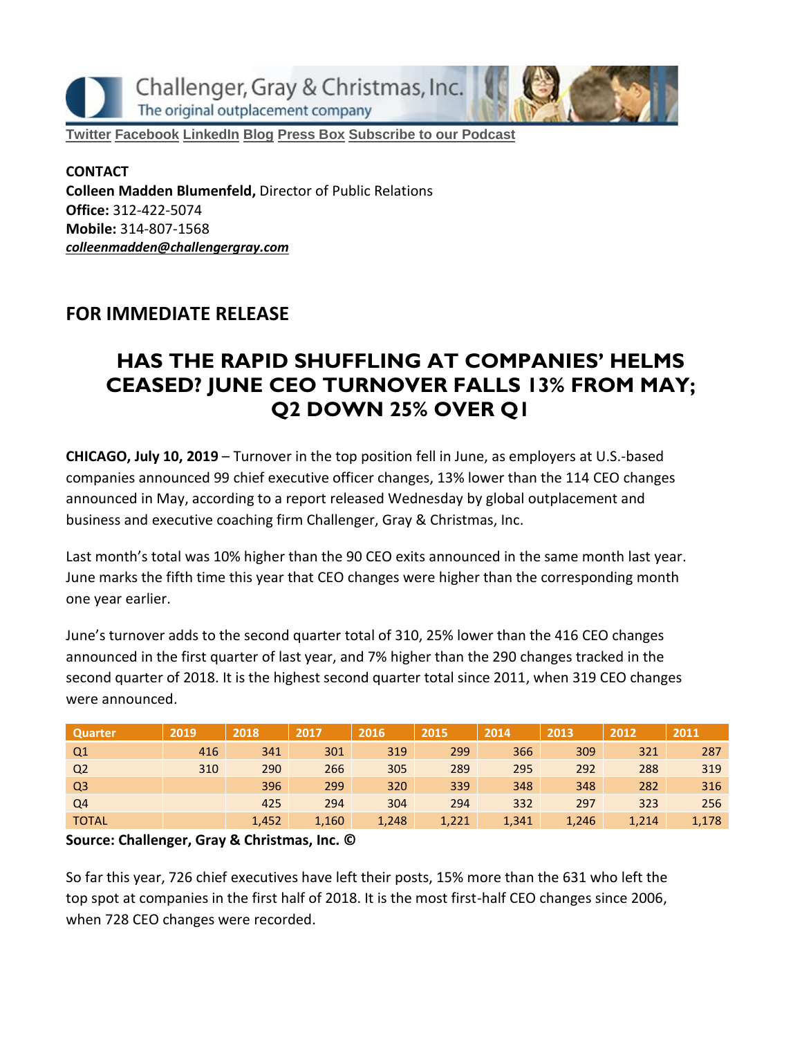Challenger, Gray & Christmas, Inc.
The original outplacement company

**Twitter Facebook LinkedIn Blog Press Box Subscribe to our Podcast**

**CONTACT**
**Colleen Madden Blumenfeld,** Director of Public Relations
**Office:** 312-422-5074
**Mobile:** 314-807-1568
***colleenmadden@challengergray.com***

## FOR IMMEDIATE RELEASE

# HAS THE RAPID SHUFFLING AT COMPANIES' HELMS CEASED? JUNE CEO TURNOVER FALLS 13% FROM MAY; Q2 DOWN 25% OVER Q1

**CHICAGO, July 10, 2019** – Turnover in the top position fell in June, as employers at U.S.-based companies announced 99 chief executive officer changes, 13% lower than the 114 CEO changes announced in May, according to a report released Wednesday by global outplacement and business and executive coaching firm Challenger, Gray & Christmas, Inc.

Last month's total was 10% higher than the 90 CEO exits announced in the same month last year. June marks the fifth time this year that CEO changes were higher than the corresponding month one year earlier.

June's turnover adds to the second quarter total of 310, 25% lower than the 416 CEO changes announced in the first quarter of last year, and 7% higher than the 290 changes tracked in the second quarter of 2018. It is the highest second quarter total since 2011, when 319 CEO changes were announced.

| Quarter | 2019 | 2018 | 2017 | 2016 | 2015 | 2014 | 2013 | 2012 | 2011 |
|---|---|---|---|---|---|---|---|---|---|
| Q1 | 416 | 341 | 301 | 319 | 299 | 366 | 309 | 321 | 287 |
| Q2 | 310 | 290 | 266 | 305 | 289 | 295 | 292 | 288 | 319 |
| Q3 | | 396 | 299 | 320 | 339 | 348 | 348 | 282 | 316 |
| Q4 | | 425 | 294 | 304 | 294 | 332 | 297 | 323 | 256 |
| TOTAL | | 1,452 | 1,160 | 1,248 | 1,221 | 1,341 | 1,246 | 1,214 | 1,178 |

**Source: Challenger, Gray & Christmas, Inc. ©**

So far this year, 726 chief executives have left their posts, 15% more than the 631 who left the top spot at companies in the first half of 2018. It is the most first-half CEO changes since 2006, when 728 CEO changes were recorded.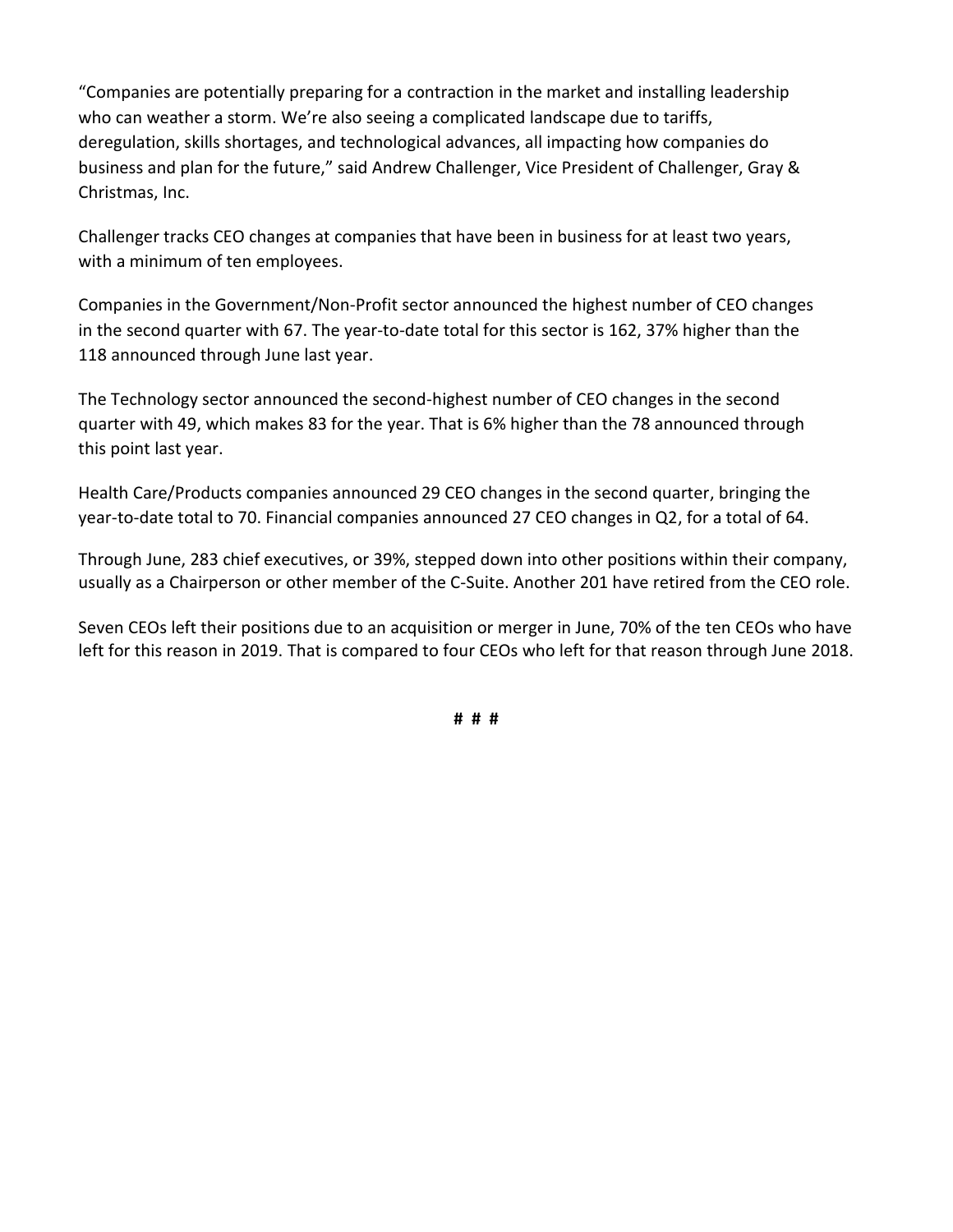"Companies are potentially preparing for a contraction in the market and installing leadership who can weather a storm. We're also seeing a complicated landscape due to tariffs, deregulation, skills shortages, and technological advances, all impacting how companies do business and plan for the future," said Andrew Challenger, Vice President of Challenger, Gray & Christmas, Inc.

Challenger tracks CEO changes at companies that have been in business for at least two years, with a minimum of ten employees.

Companies in the Government/Non-Profit sector announced the highest number of CEO changes in the second quarter with 67. The year-to-date total for this sector is 162, 37% higher than the 118 announced through June last year.

The Technology sector announced the second-highest number of CEO changes in the second quarter with 49, which makes 83 for the year. That is 6% higher than the 78 announced through this point last year.

Health Care/Products companies announced 29 CEO changes in the second quarter, bringing the year-to-date total to 70. Financial companies announced 27 CEO changes in Q2, for a total of 64.

Through June, 283 chief executives, or 39%, stepped down into other positions within their company, usually as a Chairperson or other member of the C-Suite. Another 201 have retired from the CEO role.

Seven CEOs left their positions due to an acquisition or merger in June, 70% of the ten CEOs who have left for this reason in 2019. That is compared to four CEOs who left for that reason through June 2018.

# # #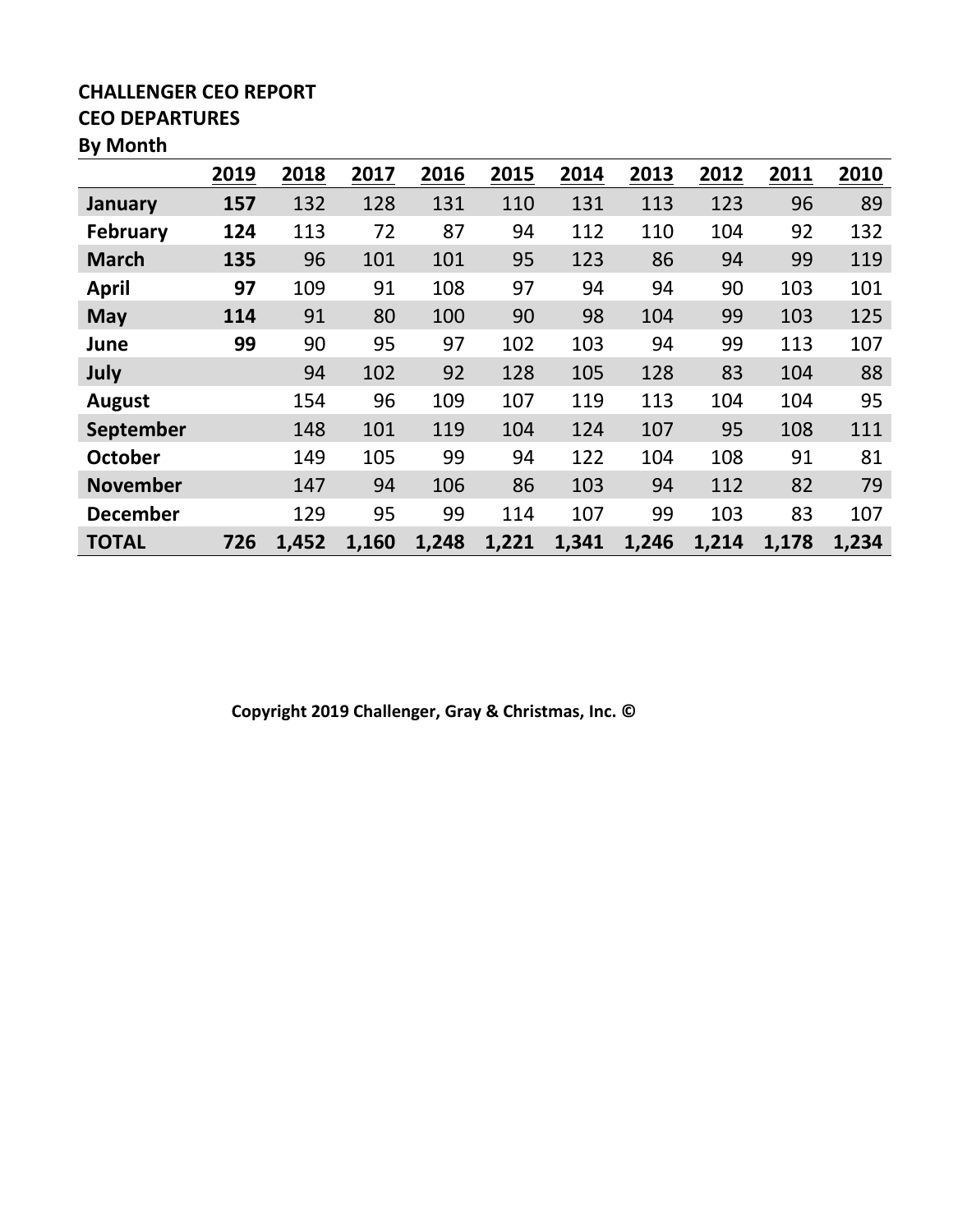**CHALLENGER CEO REPORT**
**CEO DEPARTURES**
**By Month**

| | 2019 | 2018 | 2017 | 2016 | 2015 | 2014 | 2013 | 2012 | 2011 | 2010 |
|---|---|---|---|---|---|---|---|---|---|---|
| **January** | **157** | 132 | 128 | 131 | 110 | 131 | 113 | 123 | 96 | 89 |
| **February** | **124** | 113 | 72 | 87 | 94 | 112 | 110 | 104 | 92 | 132 |
| **March** | **135** | 96 | 101 | 101 | 95 | 123 | 86 | 94 | 99 | 119 |
| **April** | **97** | 109 | 91 | 108 | 97 | 94 | 94 | 90 | 103 | 101 |
| **May** | **114** | 91 | 80 | 100 | 90 | 98 | 104 | 99 | 103 | 125 |
| **June** | **99** | 90 | 95 | 97 | 102 | 103 | 94 | 99 | 113 | 107 |
| **July** | | 94 | 102 | 92 | 128 | 105 | 128 | 83 | 104 | 88 |
| **August** | | 154 | 96 | 109 | 107 | 119 | 113 | 104 | 104 | 95 |
| **September** | | 148 | 101 | 119 | 104 | 124 | 107 | 95 | 108 | 111 |
| **October** | | 149 | 105 | 99 | 94 | 122 | 104 | 108 | 91 | 81 |
| **November** | | 147 | 94 | 106 | 86 | 103 | 94 | 112 | 82 | 79 |
| **December** | | 129 | 95 | 99 | 114 | 107 | 99 | 103 | 83 | 107 |
| **TOTAL** | **726** | **1,452** | **1,160** | **1,248** | **1,221** | **1,341** | **1,246** | **1,214** | **1,178** | **1,234** |

**Copyright 2019 Challenger, Gray & Christmas, Inc. ©**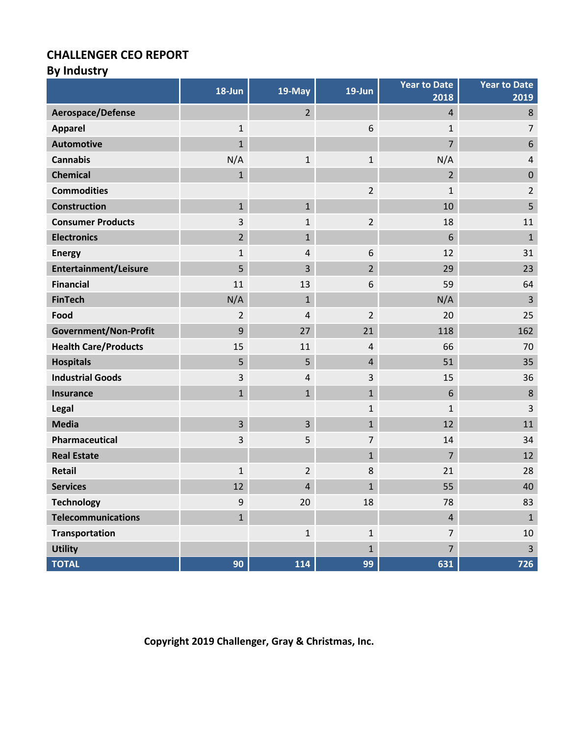## CHALLENGER CEO REPORT
### By Industry

| | 18-Jun | 19-May | 19-Jun | Year to Date 2018 | Year to Date 2019 |
|---|---|---|---|---|---|
| **Aerospace/Defense** | | 2 | | 4 | 8 |
| **Apparel** | 1 | | 6 | 1 | 7 |
| **Automotive** | 1 | | | 7 | 6 |
| **Cannabis** | N/A | 1 | 1 | N/A | 4 |
| **Chemical** | 1 | | | 2 | 0 |
| **Commodities** | | | 2 | 1 | 2 |
| **Construction** | 1 | 1 | | 10 | 5 |
| **Consumer Products** | 3 | 1 | 2 | 18 | 11 |
| **Electronics** | 2 | 1 | | 6 | 1 |
| **Energy** | 1 | 4 | 6 | 12 | 31 |
| **Entertainment/Leisure** | 5 | 3 | 2 | 29 | 23 |
| **Financial** | 11 | 13 | 6 | 59 | 64 |
| **FinTech** | N/A | 1 | | N/A | 3 |
| **Food** | 2 | 4 | 2 | 20 | 25 |
| **Government/Non-Profit** | 9 | 27 | 21 | 118 | 162 |
| **Health Care/Products** | 15 | 11 | 4 | 66 | 70 |
| **Hospitals** | 5 | 5 | 4 | 51 | 35 |
| **Industrial Goods** | 3 | 4 | 3 | 15 | 36 |
| **Insurance** | 1 | 1 | 1 | 6 | 8 |
| **Legal** | | | 1 | 1 | 3 |
| **Media** | 3 | 3 | 1 | 12 | 11 |
| **Pharmaceutical** | 3 | 5 | 7 | 14 | 34 |
| **Real Estate** | | | 1 | 7 | 12 |
| **Retail** | 1 | 2 | 8 | 21 | 28 |
| **Services** | 12 | 4 | 1 | 55 | 40 |
| **Technology** | 9 | 20 | 18 | 78 | 83 |
| **Telecommunications** | 1 | | | 4 | 1 |
| **Transportation** | | 1 | 1 | 7 | 10 |
| **Utility** | | | 1 | 7 | 3 |
| **TOTAL** | **90** | **114** | **99** | **631** | **726** |

**Copyright 2019 Challenger, Gray & Christmas, Inc.**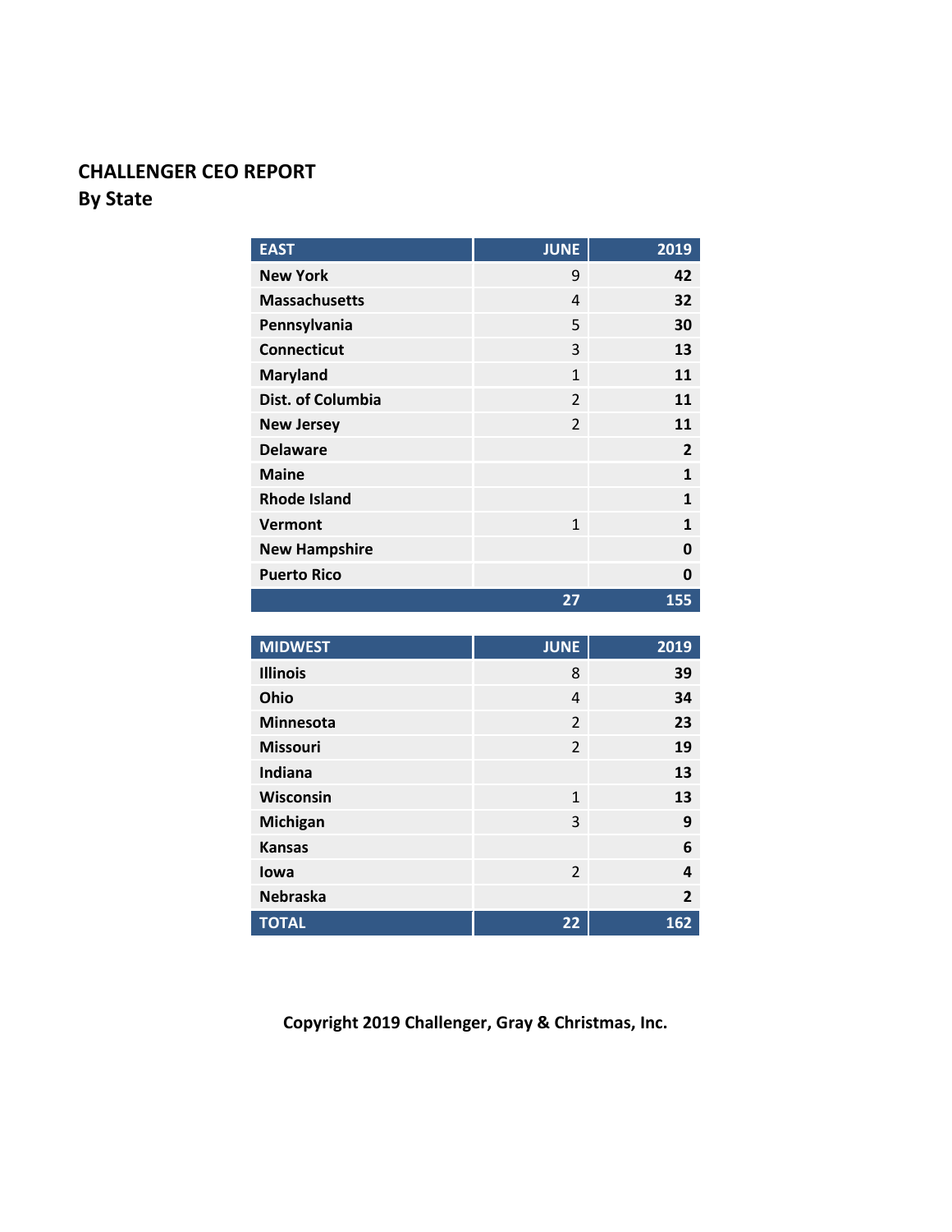**CHALLENGER CEO REPORT**
**By State**

| EAST | JUNE | 2019 |
|---|---|---|
| New York | 9 | 42 |
| Massachusetts | 4 | 32 |
| Pennsylvania | 5 | 30 |
| Connecticut | 3 | 13 |
| Maryland | 1 | 11 |
| Dist. of Columbia | 2 | 11 |
| New Jersey | 2 | 11 |
| Delaware | | 2 |
| Maine | | 1 |
| Rhode Island | | 1 |
| Vermont | 1 | 1 |
| New Hampshire | | 0 |
| Puerto Rico | | 0 |
| | 27 | 155 |

| MIDWEST | JUNE | 2019 |
|---|---|---|
| Illinois | 8 | 39 |
| Ohio | 4 | 34 |
| Minnesota | 2 | 23 |
| Missouri | 2 | 19 |
| Indiana | | 13 |
| Wisconsin | 1 | 13 |
| Michigan | 3 | 9 |
| Kansas | | 6 |
| Iowa | 2 | 4 |
| Nebraska | | 2 |
| TOTAL | 22 | 162 |

**Copyright 2019 Challenger, Gray & Christmas, Inc.**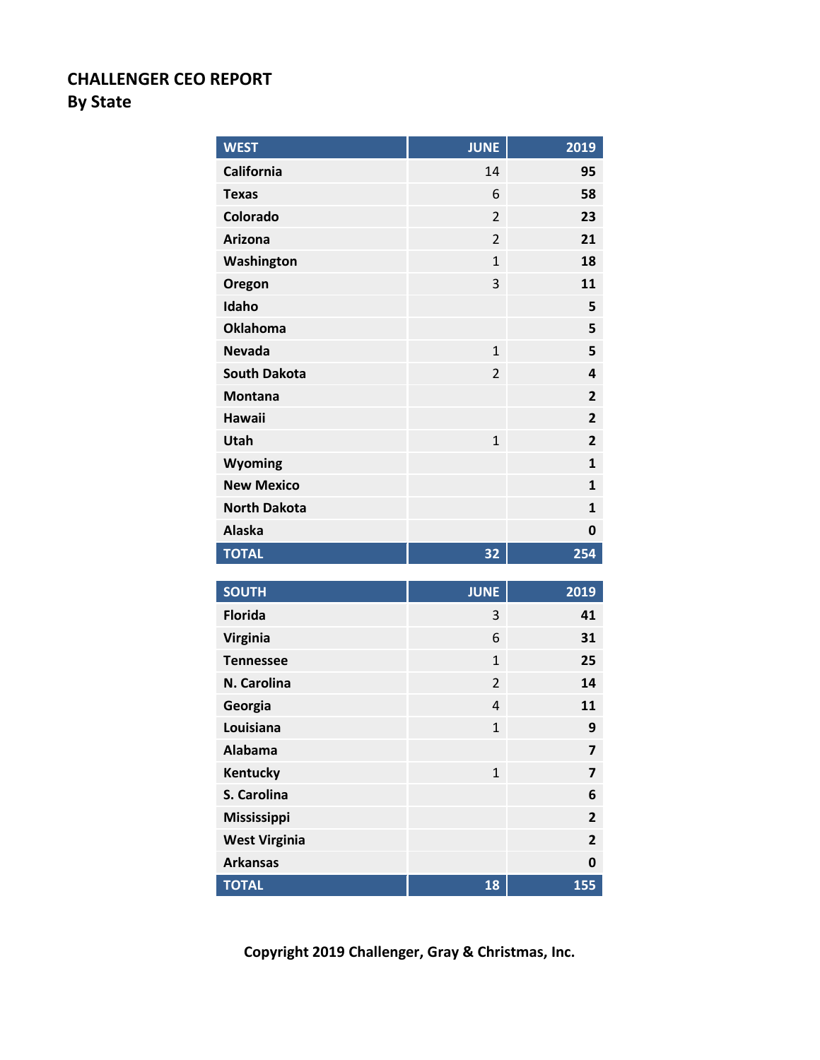# CHALLENGER CEO REPORT
## By State

| WEST | JUNE | 2019 |
|---|---|---|
| California | 14 | **95** |
| Texas | 6 | **58** |
| Colorado | 2 | **23** |
| Arizona | 2 | **21** |
| Washington | 1 | **18** |
| Oregon | 3 | **11** |
| Idaho | | **5** |
| Oklahoma | | **5** |
| Nevada | 1 | **5** |
| South Dakota | 2 | **4** |
| Montana | | **2** |
| Hawaii | | **2** |
| Utah | 1 | **2** |
| Wyoming | | **1** |
| New Mexico | | **1** |
| North Dakota | | **1** |
| Alaska | | **0** |
| **TOTAL** | **32** | **254** |

| SOUTH | JUNE | 2019 |
|---|---|---|
| Florida | 3 | **41** |
| Virginia | 6 | **31** |
| Tennessee | 1 | **25** |
| N. Carolina | 2 | **14** |
| Georgia | 4 | **11** |
| Louisiana | 1 | **9** |
| Alabama | | **7** |
| Kentucky | 1 | **7** |
| S. Carolina | | **6** |
| Mississippi | | **2** |
| West Virginia | | **2** |
| Arkansas | | **0** |
| **TOTAL** | **18** | **155** |

**Copyright 2019 Challenger, Gray & Christmas, Inc.**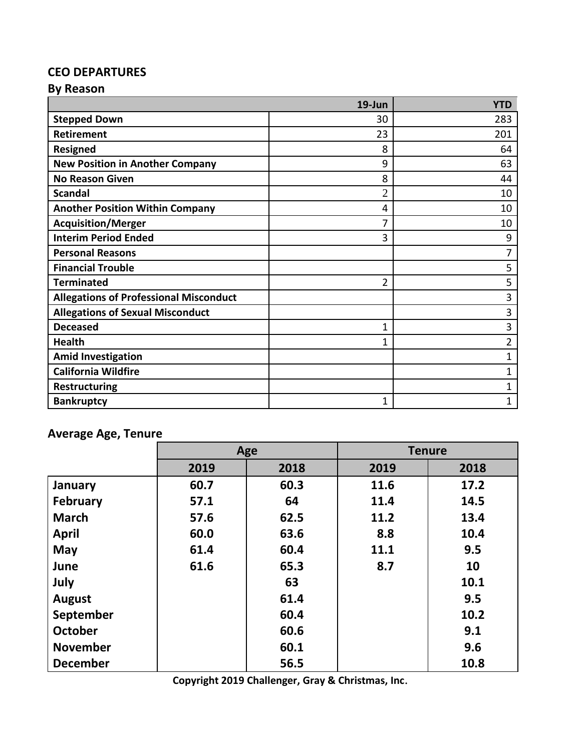## CEO DEPARTURES

### By Reason

| | 19-Jun | YTD |
|---|---|---|
| **Stepped Down** | 30 | 283 |
| **Retirement** | 23 | 201 |
| **Resigned** | 8 | 64 |
| **New Position in Another Company** | 9 | 63 |
| **No Reason Given** | 8 | 44 |
| **Scandal** | 2 | 10 |
| **Another Position Within Company** | 4 | 10 |
| **Acquisition/Merger** | 7 | 10 |
| **Interim Period Ended** | 3 | 9 |
| **Personal Reasons** | | 7 |
| **Financial Trouble** | | 5 |
| **Terminated** | 2 | 5 |
| **Allegations of Professional Misconduct** | | 3 |
| **Allegations of Sexual Misconduct** | | 3 |
| **Deceased** | 1 | 3 |
| **Health** | 1 | 2 |
| **Amid Investigation** | | 1 |
| **California Wildfire** | | 1 |
| **Restructuring** | | 1 |
| **Bankruptcy** | 1 | 1 |

### Average Age, Tenure

| | Age | | Tenure | |
|---|---|---|---|---|
| | 2019 | 2018 | 2019 | 2018 |
| **January** | 60.7 | 60.3 | 11.6 | 17.2 |
| **February** | 57.1 | 64 | 11.4 | 14.5 |
| **March** | 57.6 | 62.5 | 11.2 | 13.4 |
| **April** | 60.0 | 63.6 | 8.8 | 10.4 |
| **May** | 61.4 | 60.4 | 11.1 | 9.5 |
| **June** | 61.6 | 65.3 | 8.7 | 10 |
| **July** | | 63 | | 10.1 |
| **August** | | 61.4 | | 9.5 |
| **September** | | 60.4 | | 10.2 |
| **October** | | 60.6 | | 9.1 |
| **November** | | 60.1 | | 9.6 |
| **December** | | 56.5 | | 10.8 |

**Copyright 2019 Challenger, Gray & Christmas, Inc.**